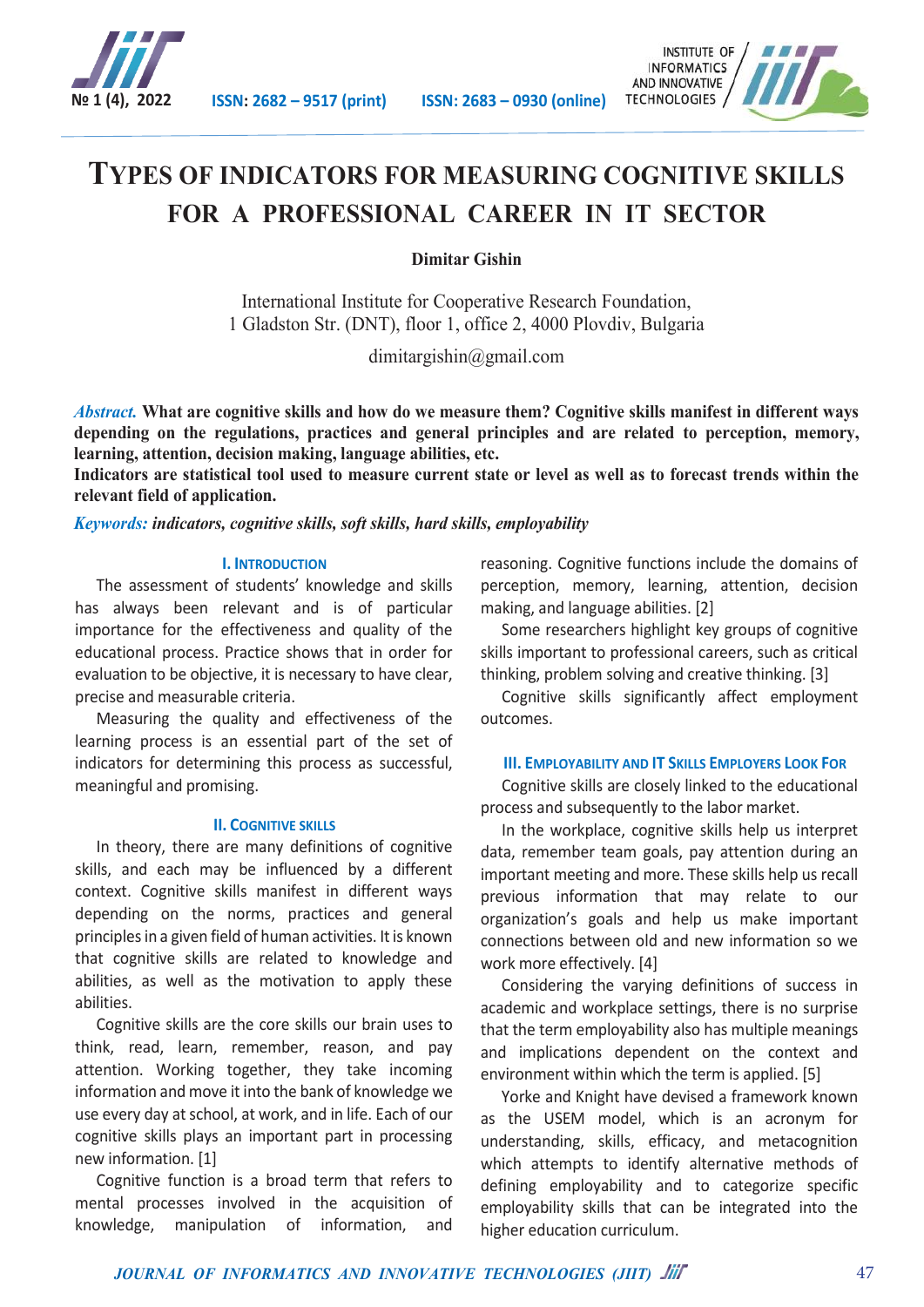# TYPES OF INDICATORS FOR MEASURING COGNITIVE SKILLS FOR A PROFESSIONAL CAREER IN IT SECTOR

**Dimitar Gishin**

International Institute for Cooperative Research Foundation,
1 Gladston Str. (DNT), floor 1, office 2, 4000 Plovdiv, Bulgaria

dimitargishin@gmail.com

***Abstract.*** **What are cognitive skills and how do we measure them? Cognitive skills manifest in different ways depending on the regulations, practices and general principles and are related to perception, memory, learning, attention, decision making, language abilities, etc.**

**Indicators are statistical tool used to measure current state or level as well as to forecast trends within the relevant field of application.**

***Keywords:*** ***indicators, cognitive skills, soft skills, hard skills, employability***

## I. INTRODUCTION

The assessment of students' knowledge and skills has always been relevant and is of particular importance for the effectiveness and quality of the educational process. Practice shows that in order for evaluation to be objective, it is necessary to have clear, precise and measurable criteria.

Measuring the quality and effectiveness of the learning process is an essential part of the set of indicators for determining this process as successful, meaningful and promising.

## II. COGNITIVE SKILLS

In theory, there are many definitions of cognitive skills, and each may be influenced by a different context. Cognitive skills manifest in different ways depending on the norms, practices and general principles in a given field of human activities. It is known that cognitive skills are related to knowledge and abilities, as well as the motivation to apply these abilities.

Cognitive skills are the core skills our brain uses to think, read, learn, remember, reason, and pay attention. Working together, they take incoming information and move it into the bank of knowledge we use every day at school, at work, and in life. Each of our cognitive skills plays an important part in processing new information. [1]

Cognitive function is a broad term that refers to mental processes involved in the acquisition of knowledge, manipulation of information, and reasoning. Cognitive functions include the domains of perception, memory, learning, attention, decision making, and language abilities. [2]

Some researchers highlight key groups of cognitive skills important to professional careers, such as critical thinking, problem solving and creative thinking. [3]

Cognitive skills significantly affect employment outcomes.

## III. EMPLOYABILITY AND IT SKILLS EMPLOYERS LOOK FOR

Cognitive skills are closely linked to the educational process and subsequently to the labor market.

In the workplace, cognitive skills help us interpret data, remember team goals, pay attention during an important meeting and more. These skills help us recall previous information that may relate to our organization's goals and help us make important connections between old and new information so we work more effectively. [4]

Considering the varying definitions of success in academic and workplace settings, there is no surprise that the term employability also has multiple meanings and implications dependent on the context and environment within which the term is applied. [5]

Yorke and Knight have devised a framework known as the USEM model, which is an acronym for understanding, skills, efficacy, and metacognition which attempts to identify alternative methods of defining employability and to categorize specific employability skills that can be integrated into the higher education curriculum.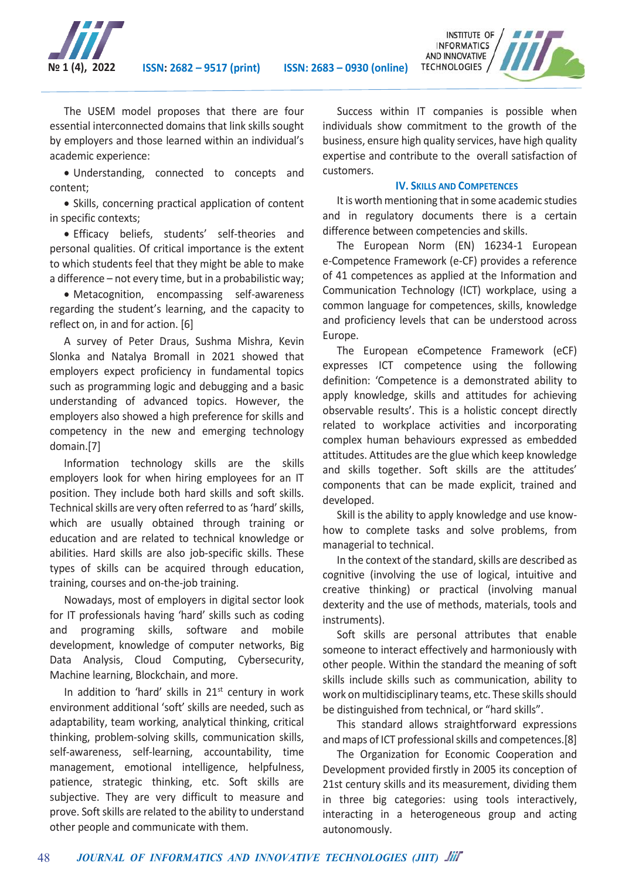The USEM model proposes that there are four essential interconnected domains that link skills sought by employers and those learned within an individual's academic experience:

- Understanding, connected to concepts and content;
- Skills, concerning practical application of content in specific contexts;
- Efficacy beliefs, students' self-theories and personal qualities. Of critical importance is the extent to which students feel that they might be able to make a difference – not every time, but in a probabilistic way;
- Metacognition, encompassing self-awareness regarding the student's learning, and the capacity to reflect on, in and for action. [6]

A survey of Peter Draus, Sushma Mishra, Kevin Slonka and Natalya Bromall in 2021 showed that employers expect proficiency in fundamental topics such as programming logic and debugging and a basic understanding of advanced topics. However, the employers also showed a high preference for skills and competency in the new and emerging technology domain.[7]

Information technology skills are the skills employers look for when hiring employees for an IT position. They include both hard skills and soft skills. Technical skills are very often referred to as 'hard' skills, which are usually obtained through training or education and are related to technical knowledge or abilities. Hard skills are also job-specific skills. These types of skills can be acquired through education, training, courses and on-the-job training.

Nowadays, most of employers in digital sector look for IT professionals having 'hard' skills such as coding and programing skills, software and mobile development, knowledge of computer networks, Big Data Analysis, Cloud Computing, Cybersecurity, Machine learning, Blockchain, and more.

In addition to 'hard' skills in 21st century in work environment additional 'soft' skills are needed, such as adaptability, team working, analytical thinking, critical thinking, problem-solving skills, communication skills, self-awareness, self-learning, accountability, time management, emotional intelligence, helpfulness, patience, strategic thinking, etc. Soft skills are subjective. They are very difficult to measure and prove. Soft skills are related to the ability to understand other people and communicate with them.

Success within IT companies is possible when individuals show commitment to the growth of the business, ensure high quality services, have high quality expertise and contribute to the overall satisfaction of customers.

## IV. Skills and Competences

It is worth mentioning that in some academic studies and in regulatory documents there is a certain difference between competencies and skills.

The European Norm (EN) 16234-1 European e-Competence Framework (e-CF) provides a reference of 41 competences as applied at the Information and Communication Technology (ICT) workplace, using a common language for competences, skills, knowledge and proficiency levels that can be understood across Europe.

The European eCompetence Framework (eCF) expresses ICT competence using the following definition: 'Competence is a demonstrated ability to apply knowledge, skills and attitudes for achieving observable results'. This is a holistic concept directly related to workplace activities and incorporating complex human behaviours expressed as embedded attitudes. Attitudes are the glue which keep knowledge and skills together. Soft skills are the attitudes' components that can be made explicit, trained and developed.

Skill is the ability to apply knowledge and use know-how to complete tasks and solve problems, from managerial to technical.

In the context of the standard, skills are described as cognitive (involving the use of logical, intuitive and creative thinking) or practical (involving manual dexterity and the use of methods, materials, tools and instruments).

Soft skills are personal attributes that enable someone to interact effectively and harmoniously with other people. Within the standard the meaning of soft skills include skills such as communication, ability to work on multidisciplinary teams, etc. These skills should be distinguished from technical, or "hard skills".

This standard allows straightforward expressions and maps of ICT professional skills and competences.[8]

The Organization for Economic Cooperation and Development provided firstly in 2005 its conception of 21st century skills and its measurement, dividing them in three big categories: using tools interactively, interacting in a heterogeneous group and acting autonomously.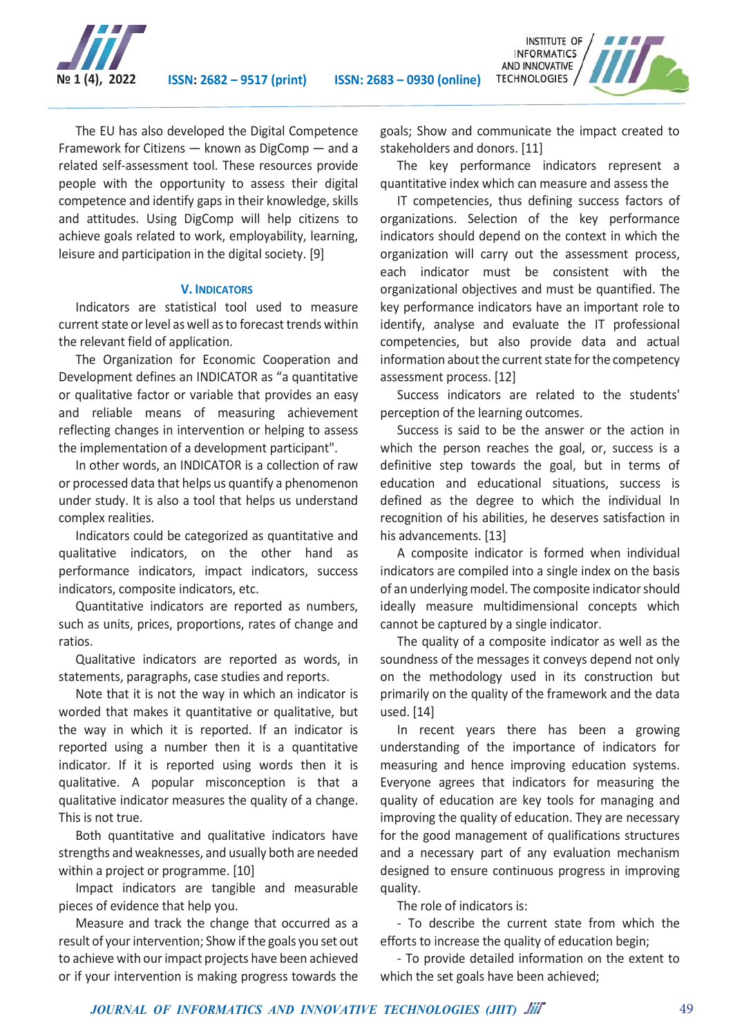The EU has also developed the Digital Competence Framework for Citizens — known as DigComp — and a related self-assessment tool. These resources provide people with the opportunity to assess their digital competence and identify gaps in their knowledge, skills and attitudes. Using DigComp will help citizens to achieve goals related to work, employability, learning, leisure and participation in the digital society. [9]

## V. INDICATORS

Indicators are statistical tool used to measure current state or level as well as to forecast trends within the relevant field of application.

The Organization for Economic Cooperation and Development defines an INDICATOR as "a quantitative or qualitative factor or variable that provides an easy and reliable means of measuring achievement reflecting changes in intervention or helping to assess the implementation of a development participant".

In other words, an INDICATOR is a collection of raw or processed data that helps us quantify a phenomenon under study. It is also a tool that helps us understand complex realities.

Indicators could be categorized as quantitative and qualitative indicators, on the other hand as performance indicators, impact indicators, success indicators, composite indicators, etc.

Quantitative indicators are reported as numbers, such as units, prices, proportions, rates of change and ratios.

Qualitative indicators are reported as words, in statements, paragraphs, case studies and reports.

Note that it is not the way in which an indicator is worded that makes it quantitative or qualitative, but the way in which it is reported. If an indicator is reported using a number then it is a quantitative indicator. If it is reported using words then it is qualitative. A popular misconception is that a qualitative indicator measures the quality of a change. This is not true.

Both quantitative and qualitative indicators have strengths and weaknesses, and usually both are needed within a project or programme. [10]

Impact indicators are tangible and measurable pieces of evidence that help you.

Measure and track the change that occurred as a result of your intervention; Show if the goals you set out to achieve with our impact projects have been achieved or if your intervention is making progress towards the goals; Show and communicate the impact created to stakeholders and donors. [11]

The key performance indicators represent a quantitative index which can measure and assess the

IT competencies, thus defining success factors of organizations. Selection of the key performance indicators should depend on the context in which the organization will carry out the assessment process, each indicator must be consistent with the organizational objectives and must be quantified. The key performance indicators have an important role to identify, analyse and evaluate the IT professional competencies, but also provide data and actual information about the current state for the competency assessment process. [12]

Success indicators are related to the students' perception of the learning outcomes.

Success is said to be the answer or the action in which the person reaches the goal, or, success is a definitive step towards the goal, but in terms of education and educational situations, success is defined as the degree to which the individual In recognition of his abilities, he deserves satisfaction in his advancements. [13]

A composite indicator is formed when individual indicators are compiled into a single index on the basis of an underlying model. The composite indicator should ideally measure multidimensional concepts which cannot be captured by a single indicator.

The quality of a composite indicator as well as the soundness of the messages it conveys depend not only on the methodology used in its construction but primarily on the quality of the framework and the data used. [14]

In recent years there has been a growing understanding of the importance of indicators for measuring and hence improving education systems. Everyone agrees that indicators for measuring the quality of education are key tools for managing and improving the quality of education. They are necessary for the good management of qualifications structures and a necessary part of any evaluation mechanism designed to ensure continuous progress in improving quality.

The role of indicators is:

- To describe the current state from which the efforts to increase the quality of education begin;
- To provide detailed information on the extent to which the set goals have been achieved;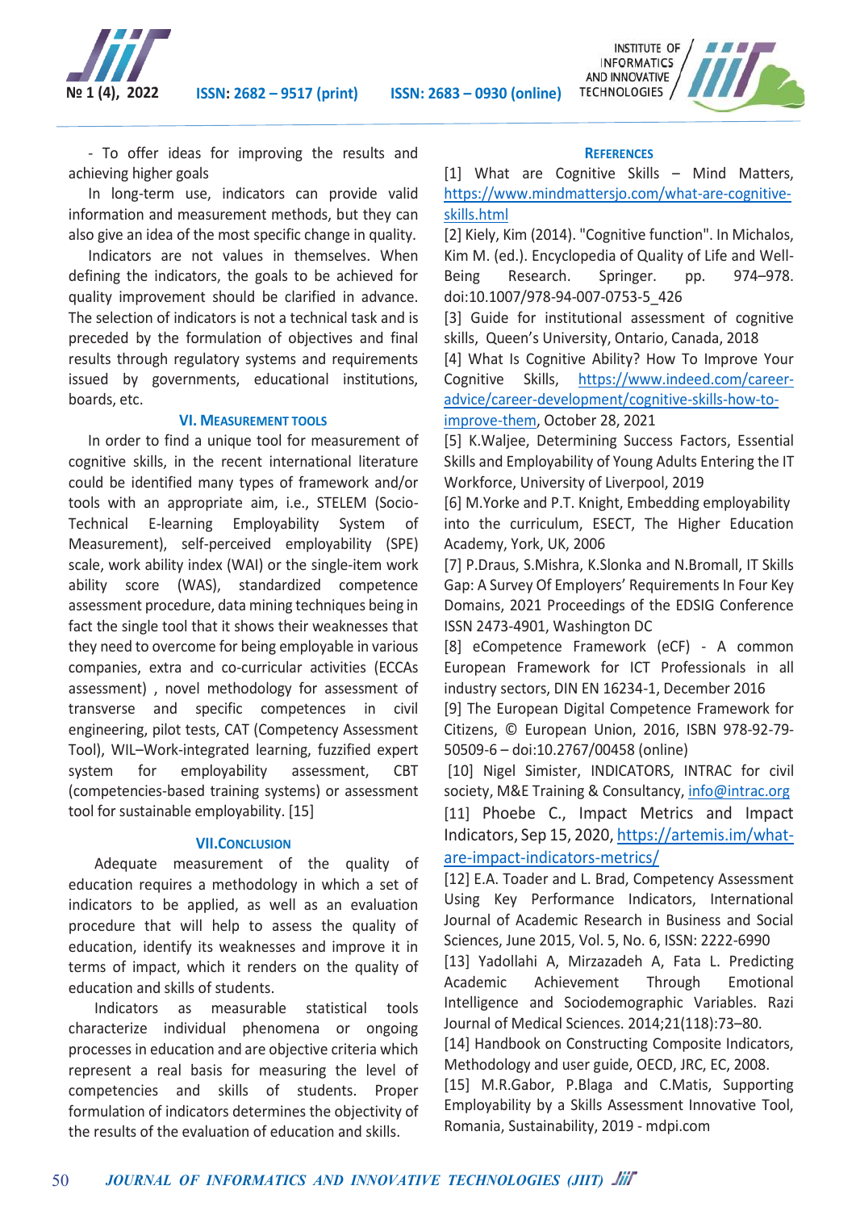- To offer ideas for improving the results and achieving higher goals

In long-term use, indicators can provide valid information and measurement methods, but they can also give an idea of the most specific change in quality.

Indicators are not values in themselves. When defining the indicators, the goals to be achieved for quality improvement should be clarified in advance. The selection of indicators is not a technical task and is preceded by the formulation of objectives and final results through regulatory systems and requirements issued by governments, educational institutions, boards, etc.

## VI. Measurement tools

In order to find a unique tool for measurement of cognitive skills, in the recent international literature could be identified many types of framework and/or tools with an appropriate aim, i.e., STELEM (Socio-Technical E-learning Employability System of Measurement), self-perceived employability (SPE) scale, work ability index (WAI) or the single-item work ability score (WAS), standardized competence assessment procedure, data mining techniques being in fact the single tool that it shows their weaknesses that they need to overcome for being employable in various companies, extra and co-curricular activities (ECCAs assessment) , novel methodology for assessment of transverse and specific competences in civil engineering, pilot tests, CAT (Competency Assessment Tool), WIL–Work-integrated learning, fuzzified expert system for employability assessment, CBT (competencies-based training systems) or assessment tool for sustainable employability. [15]

## VII. Conclusion

Adequate measurement of the quality of education requires a methodology in which a set of indicators to be applied, as well as an evaluation procedure that will help to assess the quality of education, identify its weaknesses and improve it in terms of impact, which it renders on the quality of education and skills of students.

Indicators as measurable statistical tools characterize individual phenomena or ongoing processes in education and are objective criteria which represent a real basis for measuring the level of competencies and skills of students. Proper formulation of indicators determines the objectivity of the results of the evaluation of education and skills.

## References

[1] What are Cognitive Skills – Mind Matters, https://www.mindmattersjo.com/what-are-cognitive-skills.html

[2] Kiely, Kim (2014). "Cognitive function". In Michalos, Kim M. (ed.). Encyclopedia of Quality of Life and Well-Being Research. Springer. pp. 974–978. doi:10.1007/978-94-007-0753-5_426

[3] Guide for institutional assessment of cognitive skills, Queen's University, Ontario, Canada, 2018

[4] What Is Cognitive Ability? How To Improve Your Cognitive Skills, https://www.indeed.com/career-advice/career-development/cognitive-skills-how-to-improve-them, October 28, 2021

[5] K.Waljee, Determining Success Factors, Essential Skills and Employability of Young Adults Entering the IT Workforce, University of Liverpool, 2019

[6] M.Yorke and P.T. Knight, Embedding employability into the curriculum, ESECT, The Higher Education Academy, York, UK, 2006

[7] P.Draus, S.Mishra, K.Slonka and N.Bromall, IT Skills Gap: A Survey Of Employers' Requirements In Four Key Domains, 2021 Proceedings of the EDSIG Conference ISSN 2473-4901, Washington DC

[8] eCompetence Framework (eCF) - A common European Framework for ICT Professionals in all industry sectors, DIN EN 16234-1, December 2016

[9] The European Digital Competence Framework for Citizens, © European Union, 2016, ISBN 978-92-79-50509-6 – doi:10.2767/00458 (online)

[10] Nigel Simister, INDICATORS, INTRAC for civil society, M&E Training & Consultancy, info@intrac.org

[11] Phoebe C., Impact Metrics and Impact Indicators, Sep 15, 2020, https://artemis.im/what-are-impact-indicators-metrics/

[12] E.A. Toader and L. Brad, Competency Assessment Using Key Performance Indicators, International Journal of Academic Research in Business and Social Sciences, June 2015, Vol. 5, No. 6, ISSN: 2222-6990

[13] Yadollahi A, Mirzazadeh A, Fata L. Predicting Academic Achievement Through Emotional Intelligence and Sociodemographic Variables. Razi Journal of Medical Sciences. 2014;21(118):73–80.

[14] Handbook on Constructing Composite Indicators, Methodology and user guide, OECD, JRC, EC, 2008.

[15] M.R.Gabor, P.Blaga and C.Matis, Supporting Employability by a Skills Assessment Innovative Tool, Romania, Sustainability, 2019 - mdpi.com